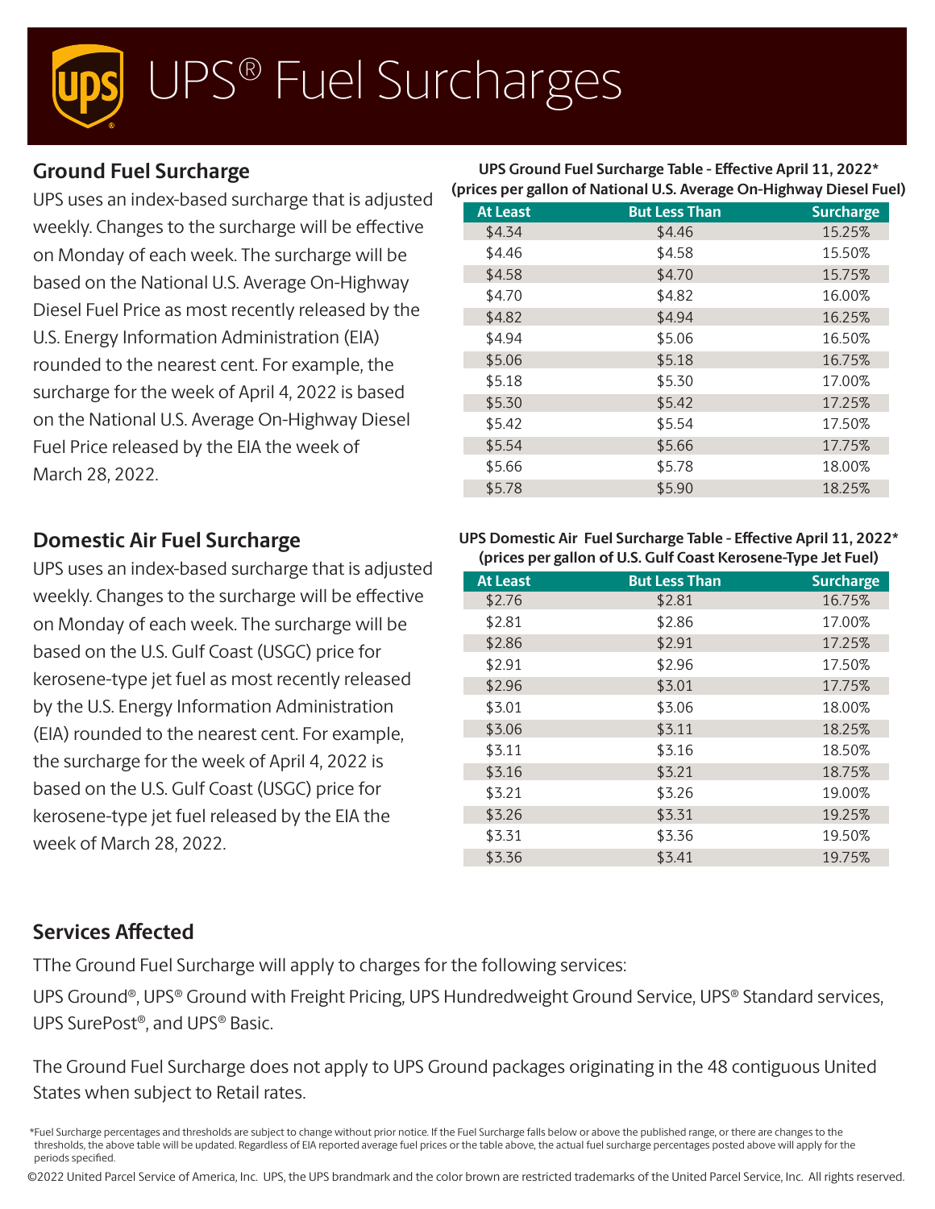# UPS® Fuel Surcharges

## Ground Fuel Surcharge

UPS uses an index-based surcharge that is adjusted weekly. Changes to the surcharge will be effective on Monday of each week. The surcharge will be based on the National U.S. Average On-Highway Diesel Fuel Price as most recently released by the U.S. Energy Information Administration (EIA) rounded to the nearest cent. For example, the surcharge for the week of April 4, 2022 is based on the National U.S. Average On-Highway Diesel Fuel Price released by the EIA the week of March 28, 2022.

**UPS Ground Fuel Surcharge Table - Effective April 11, 2022***
**(prices per gallon of National U.S. Average On-Highway Diesel Fuel)**

| At Least | But Less Than | Surcharge |
|---|---|---|
| $4.34 | $4.46 | 15.25% |
| $4.46 | $4.58 | 15.50% |
| $4.58 | $4.70 | 15.75% |
| $4.70 | $4.82 | 16.00% |
| $4.82 | $4.94 | 16.25% |
| $4.94 | $5.06 | 16.50% |
| $5.06 | $5.18 | 16.75% |
| $5.18 | $5.30 | 17.00% |
| $5.30 | $5.42 | 17.25% |
| $5.42 | $5.54 | 17.50% |
| $5.54 | $5.66 | 17.75% |
| $5.66 | $5.78 | 18.00% |
| $5.78 | $5.90 | 18.25% |

## Domestic Air Fuel Surcharge

UPS uses an index-based surcharge that is adjusted weekly. Changes to the surcharge will be effective on Monday of each week. The surcharge will be based on the U.S. Gulf Coast (USGC) price for kerosene-type jet fuel as most recently released by the U.S. Energy Information Administration (EIA) rounded to the nearest cent. For example, the surcharge for the week of April 4, 2022 is based on the U.S. Gulf Coast (USGC) price for kerosene-type jet fuel released by the EIA the week of March 28, 2022.

**UPS Domestic Air Fuel Surcharge Table - Effective April 11, 2022***
**(prices per gallon of U.S. Gulf Coast Kerosene-Type Jet Fuel)**

| At Least | But Less Than | Surcharge |
|---|---|---|
| $2.76 | $2.81 | 16.75% |
| $2.81 | $2.86 | 17.00% |
| $2.86 | $2.91 | 17.25% |
| $2.91 | $2.96 | 17.50% |
| $2.96 | $3.01 | 17.75% |
| $3.01 | $3.06 | 18.00% |
| $3.06 | $3.11 | 18.25% |
| $3.11 | $3.16 | 18.50% |
| $3.16 | $3.21 | 18.75% |
| $3.21 | $3.26 | 19.00% |
| $3.26 | $3.31 | 19.25% |
| $3.31 | $3.36 | 19.50% |
| $3.36 | $3.41 | 19.75% |

## Services Affected

TThe Ground Fuel Surcharge will apply to charges for the following services:

UPS Ground®, UPS® Ground with Freight Pricing, UPS Hundredweight Ground Service, UPS® Standard services, UPS SurePost®, and UPS® Basic.

The Ground Fuel Surcharge does not apply to UPS Ground packages originating in the 48 contiguous United States when subject to Retail rates.

*Fuel Surcharge percentages and thresholds are subject to change without prior notice. If the Fuel Surcharge falls below or above the published range, or there are changes to the thresholds, the above table will be updated. Regardless of EIA reported average fuel prices or the table above, the actual fuel surcharge percentages posted above will apply for the periods specified.

©2022 United Parcel Service of America, Inc. UPS, the UPS brandmark and the color brown are restricted trademarks of the United Parcel Service, Inc. All rights reserved.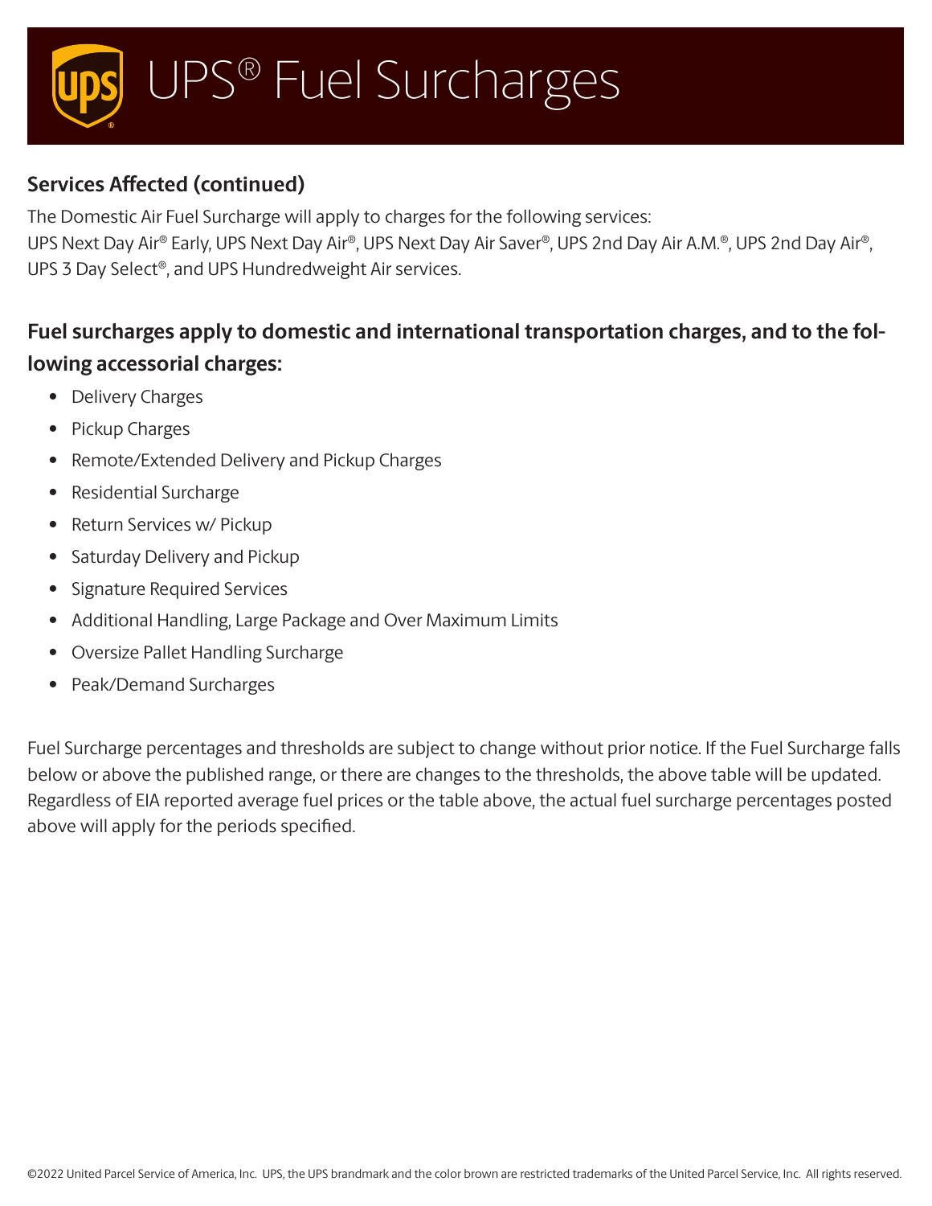# UPS® Fuel Surcharges

## Services Affected (continued)

The Domestic Air Fuel Surcharge will apply to charges for the following services:
UPS Next Day Air® Early, UPS Next Day Air®, UPS Next Day Air Saver®, UPS 2nd Day Air A.M.®, UPS 2nd Day Air®, UPS 3 Day Select®, and UPS Hundredweight Air services.

## Fuel surcharges apply to domestic and international transportation charges, and to the following accessorial charges:

- Delivery Charges
- Pickup Charges
- Remote/Extended Delivery and Pickup Charges
- Residential Surcharge
- Return Services w/ Pickup
- Saturday Delivery and Pickup
- Signature Required Services
- Additional Handling, Large Package and Over Maximum Limits
- Oversize Pallet Handling Surcharge
- Peak/Demand Surcharges

Fuel Surcharge percentages and thresholds are subject to change without prior notice. If the Fuel Surcharge falls below or above the published range, or there are changes to the thresholds, the above table will be updated. Regardless of EIA reported average fuel prices or the table above, the actual fuel surcharge percentages posted above will apply for the periods specified.

©2022 United Parcel Service of America, Inc. UPS, the UPS brandmark and the color brown are restricted trademarks of the United Parcel Service, Inc. All rights reserved.